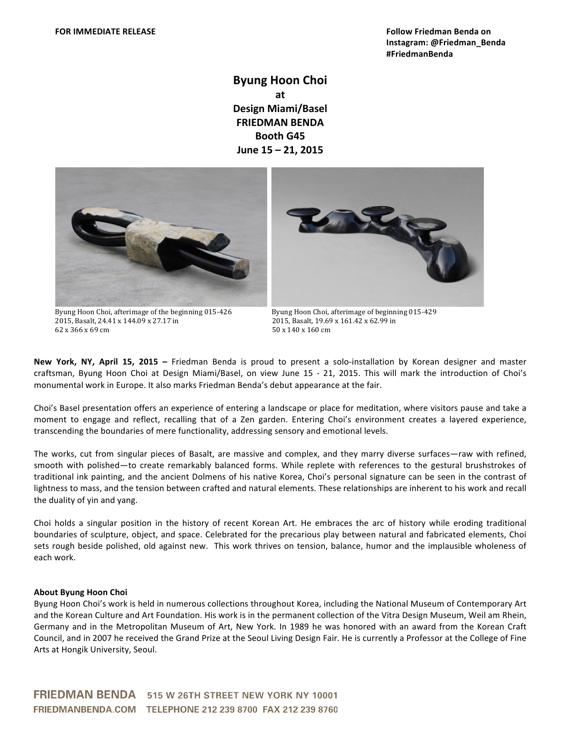**FOR IMMEDIATE RELEASE**

**Follow Friedman Benda on Instagram: @Friedman_Benda #FriedmanBenda**

**Byung Hoon Choi**
**at**
**Design Miami/Basel**
**FRIEDMAN BENDA**
**Booth G45**
**June 15 – 21, 2015**

Byung Hoon Choi, afterimage of the beginning 015-426
2015, Basalt, 24.41 x 144.09 x 27.17 in
62 x 366 x 69 cm

Byung Hoon Choi, afterimage of beginning 015-429
2015, Basalt, 19.69 x 161.42 x 62.99 in
50 x 140 x 160 cm

**New York, NY, April 15, 2015 –** Friedman Benda is proud to present a solo-installation by Korean designer and master craftsman, Byung Hoon Choi at Design Miami/Basel, on view June 15 - 21, 2015. This will mark the introduction of Choi's monumental work in Europe. It also marks Friedman Benda's debut appearance at the fair.

Choi's Basel presentation offers an experience of entering a landscape or place for meditation, where visitors pause and take a moment to engage and reflect, recalling that of a Zen garden. Entering Choi's environment creates a layered experience, transcending the boundaries of mere functionality, addressing sensory and emotional levels.

The works, cut from singular pieces of Basalt, are massive and complex, and they marry diverse surfaces—raw with refined, smooth with polished—to create remarkably balanced forms. While replete with references to the gestural brushstrokes of traditional ink painting, and the ancient Dolmens of his native Korea, Choi's personal signature can be seen in the contrast of lightness to mass, and the tension between crafted and natural elements. These relationships are inherent to his work and recall the duality of yin and yang.

Choi holds a singular position in the history of recent Korean Art. He embraces the arc of history while eroding traditional boundaries of sculpture, object, and space. Celebrated for the precarious play between natural and fabricated elements, Choi sets rough beside polished, old against new. This work thrives on tension, balance, humor and the implausible wholeness of each work.

**About Byung Hoon Choi**

Byung Hoon Choi's work is held in numerous collections throughout Korea, including the National Museum of Contemporary Art and the Korean Culture and Art Foundation. His work is in the permanent collection of the Vitra Design Museum, Weil am Rhein, Germany and in the Metropolitan Museum of Art, New York. In 1989 he was honored with an award from the Korean Craft Council, and in 2007 he received the Grand Prize at the Seoul Living Design Fair. He is currently a Professor at the College of Fine Arts at Hongik University, Seoul.

FRIEDMAN BENDA 515 W 26TH STREET NEW YORK NY 10001
FRIEDMANBENDA.COM TELEPHONE 212 239 8700 FAX 212 239 8760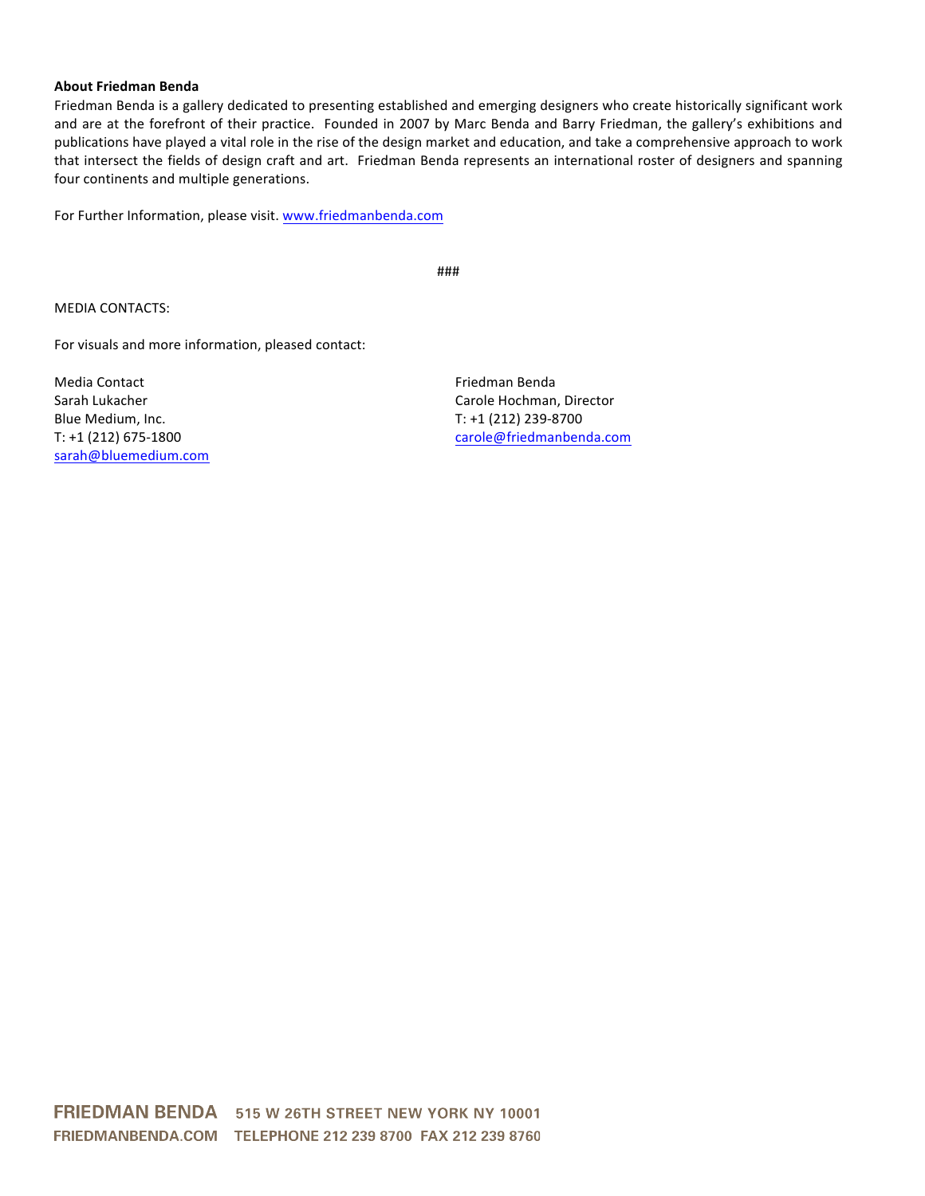**About Friedman Benda**

Friedman Benda is a gallery dedicated to presenting established and emerging designers who create historically significant work and are at the forefront of their practice. Founded in 2007 by Marc Benda and Barry Friedman, the gallery's exhibitions and publications have played a vital role in the rise of the design market and education, and take a comprehensive approach to work that intersect the fields of design craft and art. Friedman Benda represents an international roster of designers and spanning four continents and multiple generations.

For Further Information, please visit. www.friedmanbenda.com

###

MEDIA CONTACTS:

For visuals and more information, pleased contact:

Media Contact
Sarah Lukacher
Blue Medium, Inc.
T: +1 (212) 675-1800
sarah@bluemedium.com

Friedman Benda
Carole Hochman, Director
T: +1 (212) 239-8700
carole@friedmanbenda.com

FRIEDMAN BENDA 515 W 26TH STREET NEW YORK NY 10001
FRIEDMANBENDA.COM TELEPHONE 212 239 8700 FAX 212 239 8760